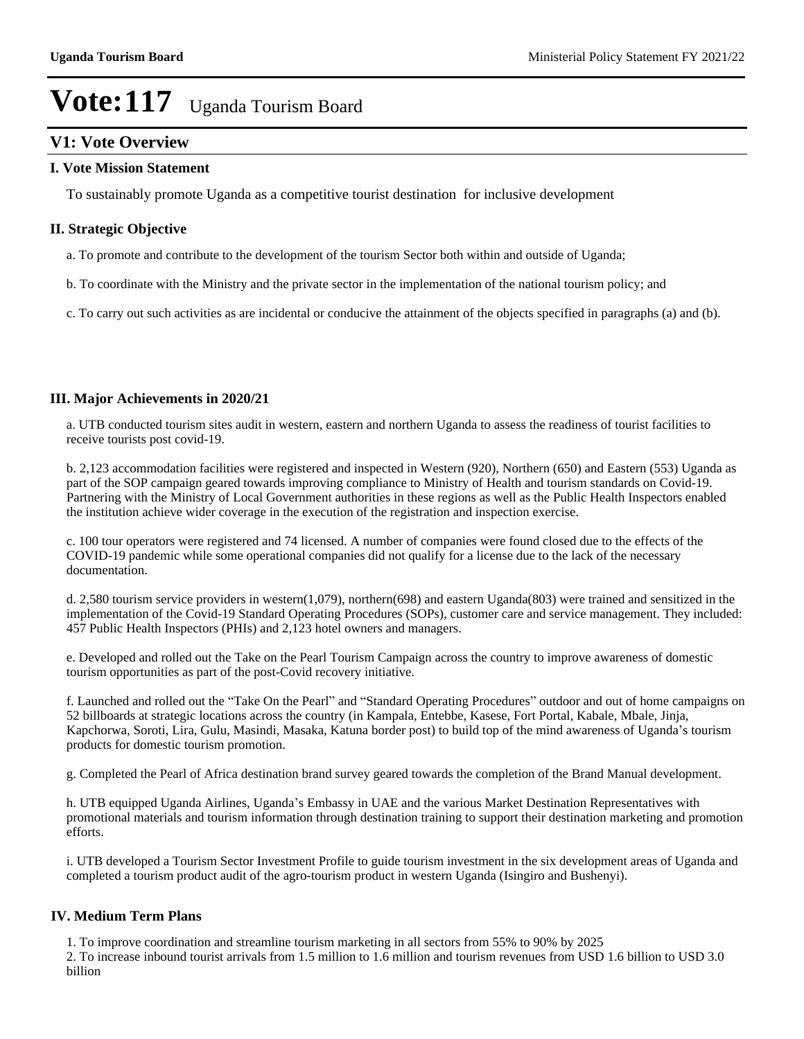# Vote:117 Uganda Tourism Board

## V1: Vote Overview

### I. Vote Mission Statement

To sustainably promote Uganda as a competitive tourist destination for inclusive development

### II. Strategic Objective

a. To promote and contribute to the development of the tourism Sector both within and outside of Uganda;

b. To coordinate with the Ministry and the private sector in the implementation of the national tourism policy; and

c. To carry out such activities as are incidental or conducive the attainment of the objects specified in paragraphs (a) and (b).

### III. Major Achievements in 2020/21

a. UTB conducted tourism sites audit in western, eastern and northern Uganda to assess the readiness of tourist facilities to receive tourists post covid-19.

b. 2,123 accommodation facilities were registered and inspected in Western (920), Northern (650) and Eastern (553) Uganda as part of the SOP campaign geared towards improving compliance to Ministry of Health and tourism standards on Covid-19. Partnering with the Ministry of Local Government authorities in these regions as well as the Public Health Inspectors enabled the institution achieve wider coverage in the execution of the registration and inspection exercise.

c. 100 tour operators were registered and 74 licensed. A number of companies were found closed due to the effects of the COVID-19 pandemic while some operational companies did not qualify for a license due to the lack of the necessary documentation.

d. 2,580 tourism service providers in western(1,079), northern(698) and eastern Uganda(803) were trained and sensitized in the implementation of the Covid-19 Standard Operating Procedures (SOPs), customer care and service management. They included: 457 Public Health Inspectors (PHIs) and 2,123 hotel owners and managers.

e. Developed and rolled out the Take on the Pearl Tourism Campaign across the country to improve awareness of domestic tourism opportunities as part of the post-Covid recovery initiative.

f. Launched and rolled out the "Take On the Pearl" and "Standard Operating Procedures" outdoor and out of home campaigns on 52 billboards at strategic locations across the country (in Kampala, Entebbe, Kasese, Fort Portal, Kabale, Mbale, Jinja, Kapchorwa, Soroti, Lira, Gulu, Masindi, Masaka, Katuna border post) to build top of the mind awareness of Uganda's tourism products for domestic tourism promotion.

g. Completed the Pearl of Africa destination brand survey geared towards the completion of the Brand Manual development.

h. UTB equipped Uganda Airlines, Uganda's Embassy in UAE and the various Market Destination Representatives with promotional materials and tourism information through destination training to support their destination marketing and promotion efforts.

i. UTB developed a Tourism Sector Investment Profile to guide tourism investment in the six development areas of Uganda and completed a tourism product audit of the agro-tourism product in western Uganda (Isingiro and Bushenyi).

### IV. Medium Term Plans

1. To improve coordination and streamline tourism marketing in all sectors from 55% to 90% by 2025
2. To increase inbound tourist arrivals from 1.5 million to 1.6 million and tourism revenues from USD 1.6 billion to USD 3.0 billion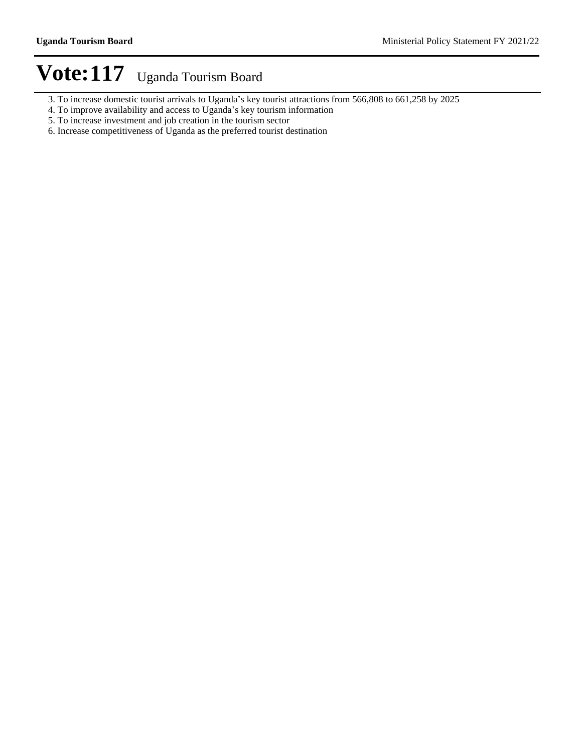3. To increase domestic tourist arrivals to Uganda’s key tourist attractions from 566,808 to 661,258 by 2025
4. To improve availability and access to Uganda’s key tourism information
5. To increase investment and job creation in the tourism sector
6. Increase competitiveness of Uganda as the preferred tourist destination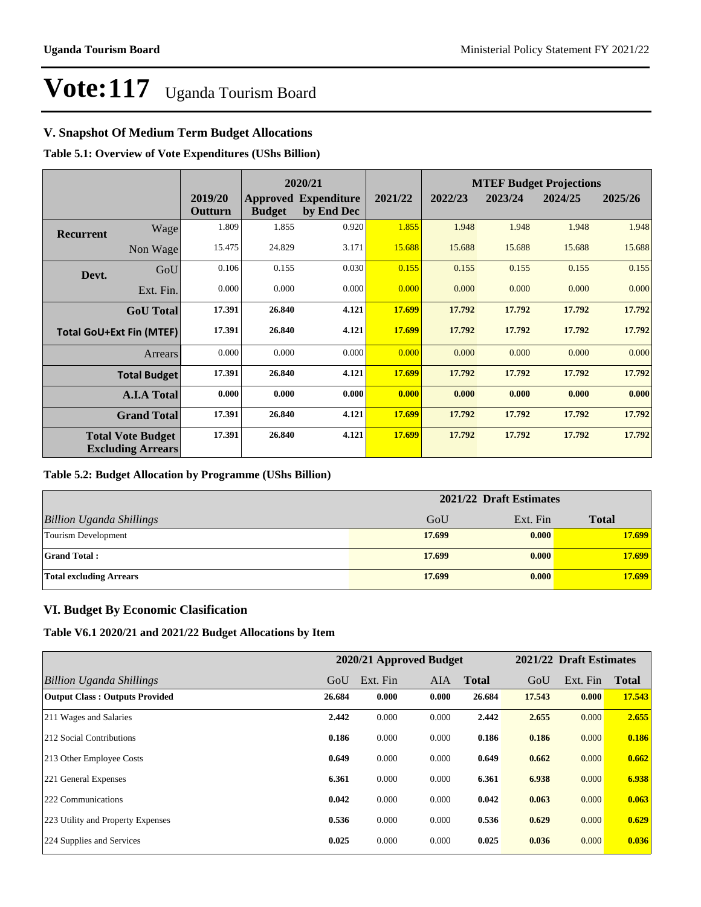# Vote:117 Uganda Tourism Board

## V. Snapshot Of Medium Term Budget Allocations

**Table 5.1: Overview of Vote Expenditures (UShs Billion)**

| | | | 2020/21 | | | MTEF Budget Projections | | | |
|---|---|---|---|---|---|---|---|---|---|
| | | 2019/20 Outturn | Approved Budget | Expenditure by End Dec | 2021/22 | 2022/23 | 2023/24 | 2024/25 | 2025/26 |
| **Recurrent** | Wage | 1.809 | 1.855 | 0.920 | 1.855 | 1.948 | 1.948 | 1.948 | 1.948 |
| | Non Wage | 15.475 | 24.829 | 3.171 | 15.688 | 15.688 | 15.688 | 15.688 | 15.688 |
| **Devt.** | GoU | 0.106 | 0.155 | 0.030 | 0.155 | 0.155 | 0.155 | 0.155 | 0.155 |
| | Ext. Fin. | 0.000 | 0.000 | 0.000 | 0.000 | 0.000 | 0.000 | 0.000 | 0.000 |
| | **GoU Total** | **17.391** | **26.840** | **4.121** | **17.699** | **17.792** | **17.792** | **17.792** | **17.792** |
| **Total GoU+Ext Fin (MTEF)** | | **17.391** | **26.840** | **4.121** | **17.699** | **17.792** | **17.792** | **17.792** | **17.792** |
| | Arrears | 0.000 | 0.000 | 0.000 | 0.000 | 0.000 | 0.000 | 0.000 | 0.000 |
| | **Total Budget** | **17.391** | **26.840** | **4.121** | **17.699** | **17.792** | **17.792** | **17.792** | **17.792** |
| | **A.I.A Total** | **0.000** | **0.000** | **0.000** | **0.000** | **0.000** | **0.000** | **0.000** | **0.000** |
| | **Grand Total** | **17.391** | **26.840** | **4.121** | **17.699** | **17.792** | **17.792** | **17.792** | **17.792** |
| **Total Vote Budget Excluding Arrears** | | **17.391** | **26.840** | **4.121** | **17.699** | **17.792** | **17.792** | **17.792** | **17.792** |

**Table 5.2: Budget Allocation by Programme (UShs Billion)**

| | 2021/22 Draft Estimates | | |
|---|---|---|---|
| *Billion Uganda Shillings* | GoU | Ext. Fin | **Total** |
| Tourism Development | **17.699** | **0.000** | **17.699** |
| **Grand Total :** | **17.699** | **0.000** | **17.699** |
| **Total excluding Arrears** | **17.699** | **0.000** | **17.699** |

## VI. Budget By Economic Clasification

**Table V6.1 2020/21 and 2021/22 Budget Allocations by Item**

| | 2020/21 Approved Budget | | | | 2021/22 Draft Estimates | | |
|---|---|---|---|---|---|---|---|
| *Billion Uganda Shillings* | GoU | Ext. Fin | AIA | **Total** | GoU | Ext. Fin | **Total** |
| **Output Class : Outputs Provided** | **26.684** | **0.000** | **0.000** | **26.684** | **17.543** | **0.000** | **17.543** |
| 211 Wages and Salaries | **2.442** | 0.000 | 0.000 | **2.442** | **2.655** | 0.000 | **2.655** |
| 212 Social Contributions | **0.186** | 0.000 | 0.000 | **0.186** | **0.186** | 0.000 | **0.186** |
| 213 Other Employee Costs | **0.649** | 0.000 | 0.000 | **0.649** | **0.662** | 0.000 | **0.662** |
| 221 General Expenses | **6.361** | 0.000 | 0.000 | **6.361** | **6.938** | 0.000 | **6.938** |
| 222 Communications | **0.042** | 0.000 | 0.000 | **0.042** | **0.063** | 0.000 | **0.063** |
| 223 Utility and Property Expenses | **0.536** | 0.000 | 0.000 | **0.536** | **0.629** | 0.000 | **0.629** |
| 224 Supplies and Services | **0.025** | 0.000 | 0.000 | **0.025** | **0.036** | 0.000 | **0.036** |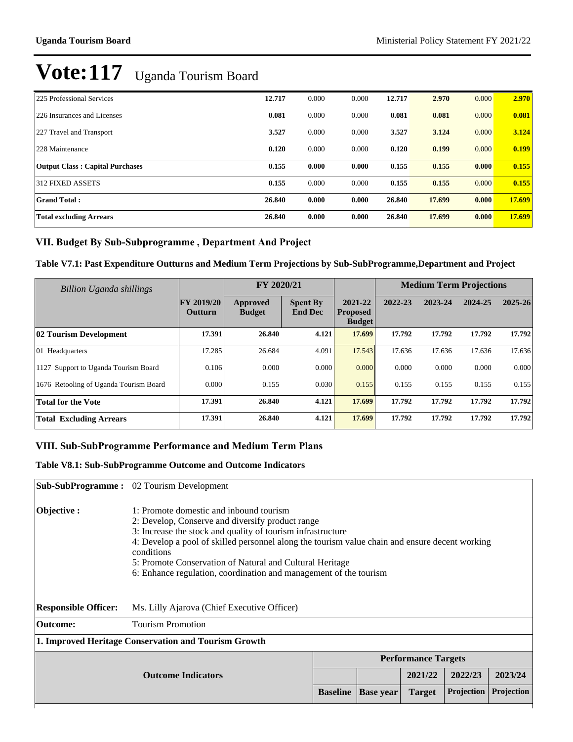# Vote:117 Uganda Tourism Board

| | | | | | | | |
|---|---|---|---|---|---|---|---|
| 225 Professional Services | **12.717** | 0.000 | 0.000 | **12.717** | **2.970** | 0.000 | **2.970** |
| 226 Insurances and Licenses | **0.081** | 0.000 | 0.000 | **0.081** | **0.081** | 0.000 | **0.081** |
| 227 Travel and Transport | **3.527** | 0.000 | 0.000 | **3.527** | **3.124** | 0.000 | **3.124** |
| 228 Maintenance | **0.120** | 0.000 | 0.000 | **0.120** | **0.199** | 0.000 | **0.199** |
| **Output Class : Capital Purchases** | **0.155** | **0.000** | **0.000** | **0.155** | **0.155** | **0.000** | **0.155** |
| 312 FIXED ASSETS | **0.155** | 0.000 | 0.000 | **0.155** | **0.155** | 0.000 | **0.155** |
| **Grand Total :** | **26.840** | **0.000** | **0.000** | **26.840** | **17.699** | **0.000** | **17.699** |
| **Total excluding Arrears** | **26.840** | **0.000** | **0.000** | **26.840** | **17.699** | **0.000** | **17.699** |

## VII. Budget By Sub-Subprogramme , Department And Project

### Table V7.1: Past Expenditure Outturns and Medium Term Projections by Sub-SubProgramme,Department and Project

| *Billion Uganda shillings* | | FY 2020/21 | | | Medium Term Projections | | | |
|---|---|---|---|---|---|---|---|---|
| | FY 2019/20 Outturn | Approved Budget | Spent By End Dec | 2021-22 Proposed Budget | 2022-23 | 2023-24 | 2024-25 | 2025-26 |
| **02 Tourism Development** | **17.391** | **26.840** | **4.121** | **17.699** | **17.792** | **17.792** | **17.792** | **17.792** |
| 01 Headquarters | 17.285 | 26.684 | 4.091 | 17.543 | 17.636 | 17.636 | 17.636 | 17.636 |
| 1127 Support to Uganda Tourism Board | 0.106 | 0.000 | 0.000 | 0.000 | 0.000 | 0.000 | 0.000 | 0.000 |
| 1676 Retooling of Uganda Tourism Board | 0.000 | 0.155 | 0.030 | 0.155 | 0.155 | 0.155 | 0.155 | 0.155 |
| **Total for the Vote** | **17.391** | **26.840** | **4.121** | **17.699** | **17.792** | **17.792** | **17.792** | **17.792** |
| **Total Excluding Arrears** | **17.391** | **26.840** | **4.121** | **17.699** | **17.792** | **17.792** | **17.792** | **17.792** |

## VIII. Sub-SubProgramme Performance and Medium Term Plans

### Table V8.1: Sub-SubProgramme Outcome and Outcome Indicators

**Sub-SubProgramme :** 02 Tourism Development

**Objective :**
1: Promote domestic and inbound tourism
2: Develop, Conserve and diversify product range
3: Increase the stock and quality of tourism infrastructure
4: Develop a pool of skilled personnel along the tourism value chain and ensure decent working conditions
5: Promote Conservation of Natural and Cultural Heritage
6: Enhance regulation, coordination and management of the tourism

**Responsible Officer:** Ms. Lilly Ajarova (Chief Executive Officer)

**Outcome:** Tourism Promotion

**1. Improved Heritage Conservation and Tourism Growth**

| Outcome Indicators | Performance Targets | | | | |
|---|---|---|---|---|---|
| | | | 2021/22 | 2022/23 | 2023/24 |
| | Baseline | Base year | Target | Projection | Projection |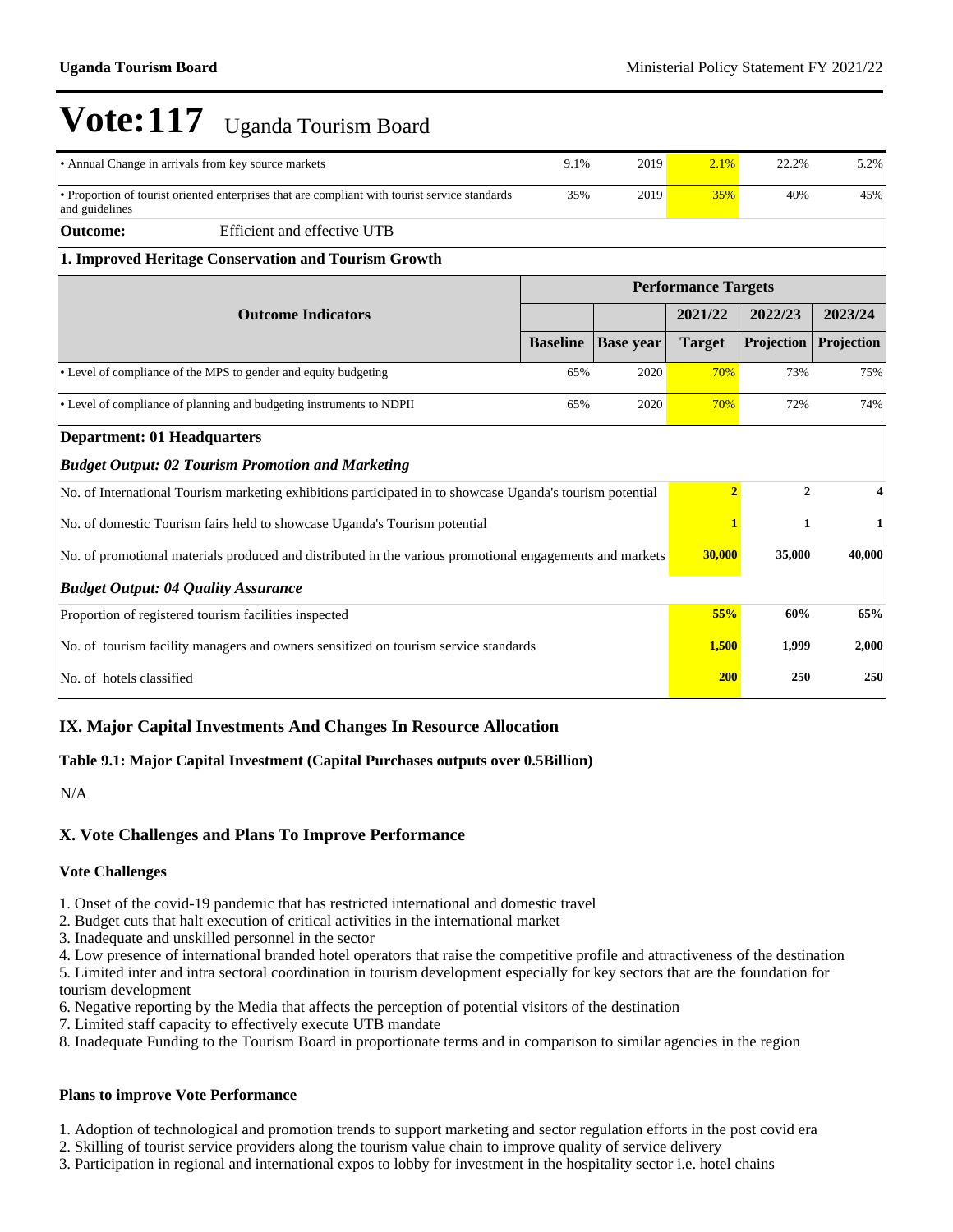# Vote:117 Uganda Tourism Board

| | | | | | |
|---|---|---|---|---|---|
| • Annual Change in arrivals from key source markets | 9.1% | 2019 | 2.1% | 22.2% | 5.2% |
| • Proportion of tourist oriented enterprises that are compliant with tourist service standards and guidelines | 35% | 2019 | 35% | 40% | 45% |

**Outcome:** Efficient and effective UTB

**1. Improved Heritage Conservation and Tourism Growth**

| Outcome Indicators | Performance Targets | | | | |
|---|---|---|---|---|---|
| | | | 2021/22 | 2022/23 | 2023/24 |
| | Baseline | Base year | Target | Projection | Projection |
| • Level of compliance of the MPS to gender and equity budgeting | 65% | 2020 | 70% | 73% | 75% |
| • Level of compliance of planning and budgeting instruments to NDPII | 65% | 2020 | 70% | 72% | 74% |

**Department: 01 Headquarters**

***Budget Output: 02 Tourism Promotion and Marketing***

| | 2021/22 | 2022/23 | 2023/24 |
|---|---|---|---|
| No. of International Tourism marketing exhibitions participated in to showcase Uganda's tourism potential | 2 | 2 | 4 |
| No. of domestic Tourism fairs held to showcase Uganda's Tourism potential | 1 | 1 | 1 |
| No. of promotional materials produced and distributed in the various promotional engagements and markets | 30,000 | 35,000 | 40,000 |

***Budget Output: 04 Quality Assurance***

| | 2021/22 | 2022/23 | 2023/24 |
|---|---|---|---|
| Proportion of registered tourism facilities inspected | 55% | 60% | 65% |
| No. of tourism facility managers and owners sensitized on tourism service standards | 1,500 | 1,999 | 2,000 |
| No. of hotels classified | 200 | 250 | 250 |

## IX. Major Capital Investments And Changes In Resource Allocation

**Table 9.1: Major Capital Investment (Capital Purchases outputs over 0.5Billion)**

N/A

## X. Vote Challenges and Plans To Improve Performance

**Vote Challenges**

1. Onset of the covid-19 pandemic that has restricted international and domestic travel
2. Budget cuts that halt execution of critical activities in the international market
3. Inadequate and unskilled personnel in the sector
4. Low presence of international branded hotel operators that raise the competitive profile and attractiveness of the destination
5. Limited inter and intra sectoral coordination in tourism development especially for key sectors that are the foundation for tourism development
6. Negative reporting by the Media that affects the perception of potential visitors of the destination
7. Limited staff capacity to effectively execute UTB mandate
8. Inadequate Funding to the Tourism Board in proportionate terms and in comparison to similar agencies in the region

**Plans to improve Vote Performance**

1. Adoption of technological and promotion trends to support marketing and sector regulation efforts in the post covid era
2. Skilling of tourist service providers along the tourism value chain to improve quality of service delivery
3. Participation in regional and international expos to lobby for investment in the hospitality sector i.e. hotel chains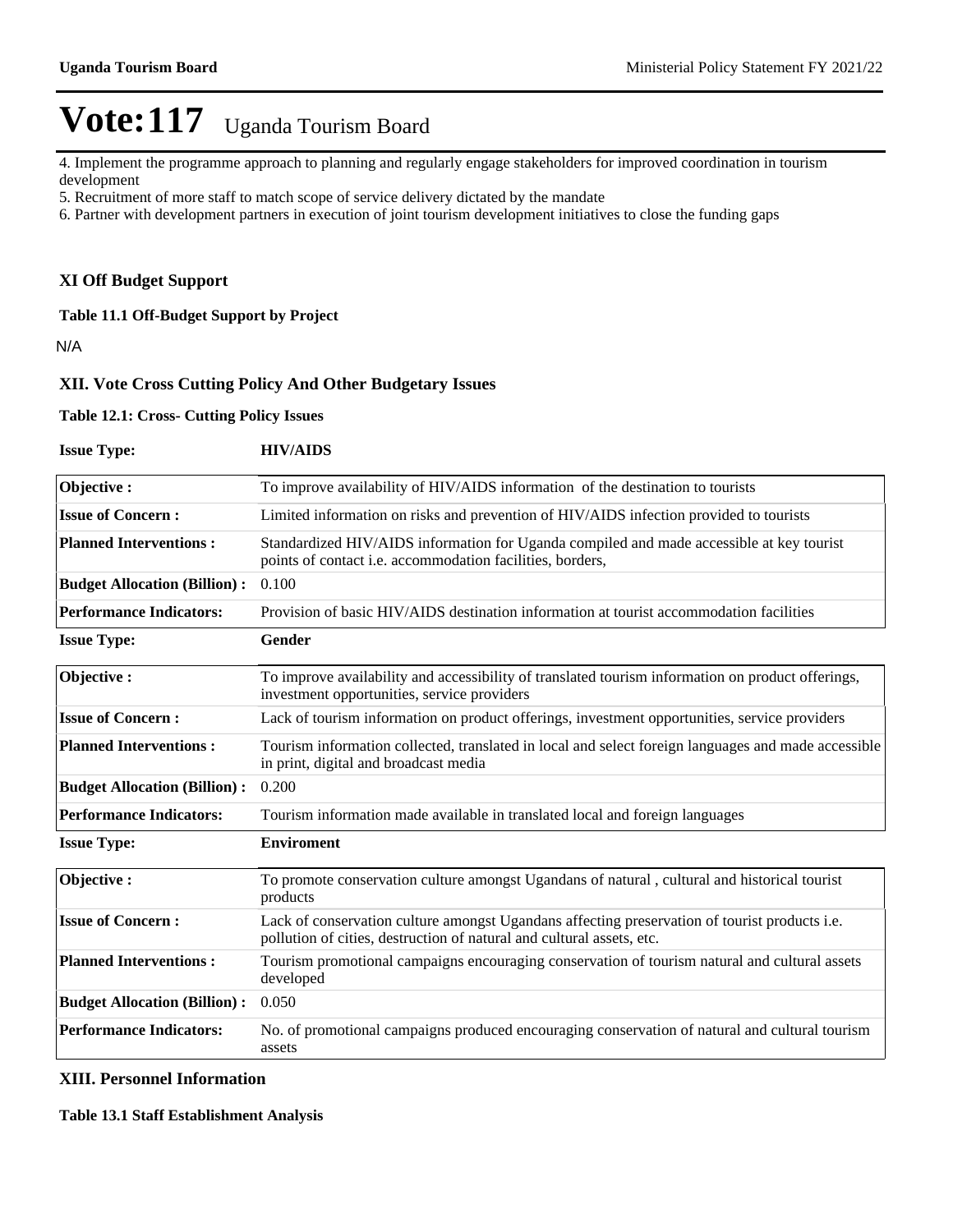# Vote:117 Uganda Tourism Board

4. Implement the programme approach to planning and regularly engage stakeholders for improved coordination in tourism development
5. Recruitment of more staff to match scope of service delivery dictated by the mandate
6. Partner with development partners in execution of joint tourism development initiatives to close the funding gaps

## XI Off Budget Support

**Table 11.1 Off-Budget Support by Project**

N/A

## XII. Vote Cross Cutting Policy And Other Budgetary Issues

**Table 12.1: Cross- Cutting Policy Issues**

| **Issue Type:** | **HIV/AIDS** |
|---|---|
| **Objective :** | To improve availability of HIV/AIDS information of the destination to tourists |
| **Issue of Concern :** | Limited information on risks and prevention of HIV/AIDS infection provided to tourists |
| **Planned Interventions :** | Standardized HIV/AIDS information for Uganda compiled and made accessible at key tourist points of contact i.e. accommodation facilities, borders, |
| **Budget Allocation (Billion) :** | 0.100 |
| **Performance Indicators:** | Provision of basic HIV/AIDS destination information at tourist accommodation facilities |

| **Issue Type:** | **Gender** |
|---|---|
| **Objective :** | To improve availability and accessibility of translated tourism information on product offerings, investment opportunities, service providers |
| **Issue of Concern :** | Lack of tourism information on product offerings, investment opportunities, service providers |
| **Planned Interventions :** | Tourism information collected, translated in local and select foreign languages and made accessible in print, digital and broadcast media |
| **Budget Allocation (Billion) :** | 0.200 |
| **Performance Indicators:** | Tourism information made available in translated local and foreign languages |

| **Issue Type:** | **Enviroment** |
|---|---|
| **Objective :** | To promote conservation culture amongst Ugandans of natural , cultural and historical tourist products |
| **Issue of Concern :** | Lack of conservation culture amongst Ugandans affecting preservation of tourist products i.e. pollution of cities, destruction of natural and cultural assets, etc. |
| **Planned Interventions :** | Tourism promotional campaigns encouraging conservation of tourism natural and cultural assets developed |
| **Budget Allocation (Billion) :** | 0.050 |
| **Performance Indicators:** | No. of promotional campaigns produced encouraging conservation of natural and cultural tourism assets |

## XIII. Personnel Information

**Table 13.1 Staff Establishment Analysis**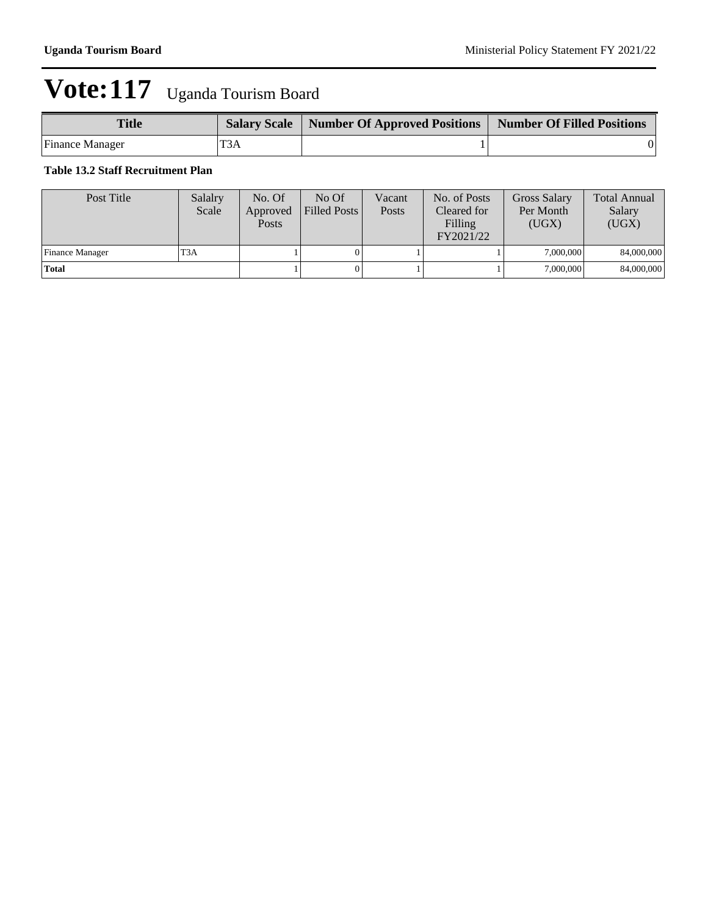# Vote:117 Uganda Tourism Board

| Title | Salary Scale | Number Of Approved Positions | Number Of Filled Positions |
|---|---|---|---|
| Finance Manager | T3A | 1 | 0 |

**Table 13.2 Staff Recruitment Plan**

| Post Title | Salalry Scale | No. Of Approved Posts | No Of Filled Posts | Vacant Posts | No. of Posts Cleared for Filling FY2021/22 | Gross Salary Per Month (UGX) | Total Annual Salary (UGX) |
|---|---|---|---|---|---|---|---|
| Finance Manager | T3A | 1 | 0 | 1 | 1 | 7,000,000 | 84,000,000 |
| **Total** | | 1 | 0 | 1 | 1 | 7,000,000 | 84,000,000 |